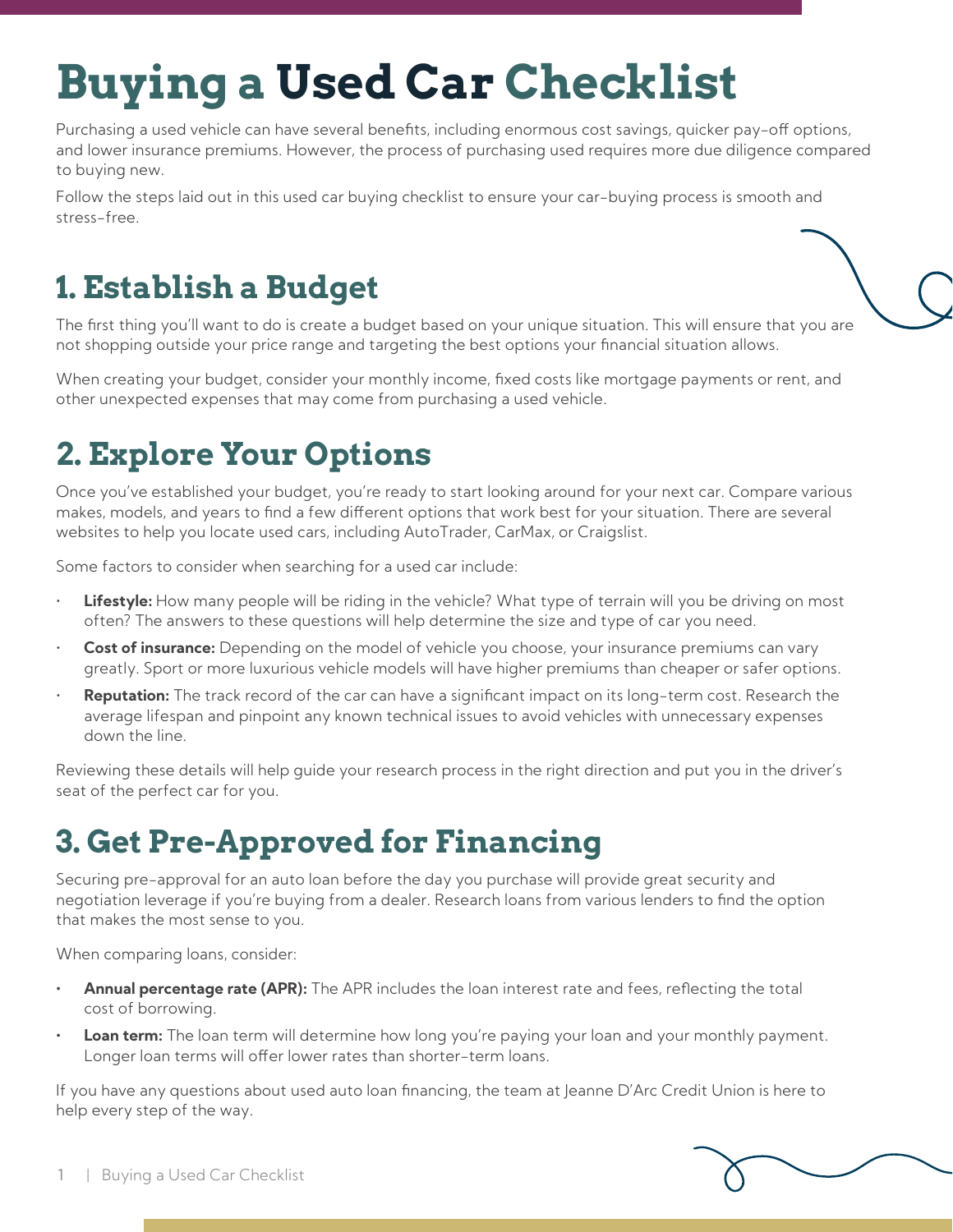# Buying a Used Car Checklist

Purchasing a used vehicle can have several benefits, including enormous cost savings, quicker pay-off options, and lower insurance premiums. However, the process of purchasing used requires more due diligence compared to buying new.

Follow the steps laid out in this used car buying checklist to ensure your car-buying process is smooth and stress-free.

## 1. Establish a Budget

The first thing you'll want to do is create a budget based on your unique situation. This will ensure that you are not shopping outside your price range and targeting the best options your financial situation allows.

When creating your budget, consider your monthly income, fixed costs like mortgage payments or rent, and other unexpected expenses that may come from purchasing a used vehicle.

## 2. Explore Your Options

Once you've established your budget, you're ready to start looking around for your next car. Compare various makes, models, and years to find a few different options that work best for your situation. There are several websites to help you locate used cars, including AutoTrader, CarMax, or Craigslist.

Some factors to consider when searching for a used car include:

- **Lifestyle:** How many people will be riding in the vehicle? What type of terrain will you be driving on most often? The answers to these questions will help determine the size and type of car you need.
- **Cost of insurance:** Depending on the model of vehicle you choose, your insurance premiums can vary greatly. Sport or more luxurious vehicle models will have higher premiums than cheaper or safer options.
- **Reputation:** The track record of the car can have a significant impact on its long-term cost. Research the average lifespan and pinpoint any known technical issues to avoid vehicles with unnecessary expenses down the line.

Reviewing these details will help guide your research process in the right direction and put you in the driver's seat of the perfect car for you.

## 3. Get Pre-Approved for Financing

Securing pre-approval for an auto loan before the day you purchase will provide great security and negotiation leverage if you're buying from a dealer. Research loans from various lenders to find the option that makes the most sense to you.

When comparing loans, consider:

- **Annual percentage rate (APR):** The APR includes the loan interest rate and fees, reflecting the total cost of borrowing.
- **Loan term:** The loan term will determine how long you're paying your loan and your monthly payment. Longer loan terms will offer lower rates than shorter-term loans.

If you have any questions about used auto loan financing, the team at Jeanne D'Arc Credit Union is here to help every step of the way.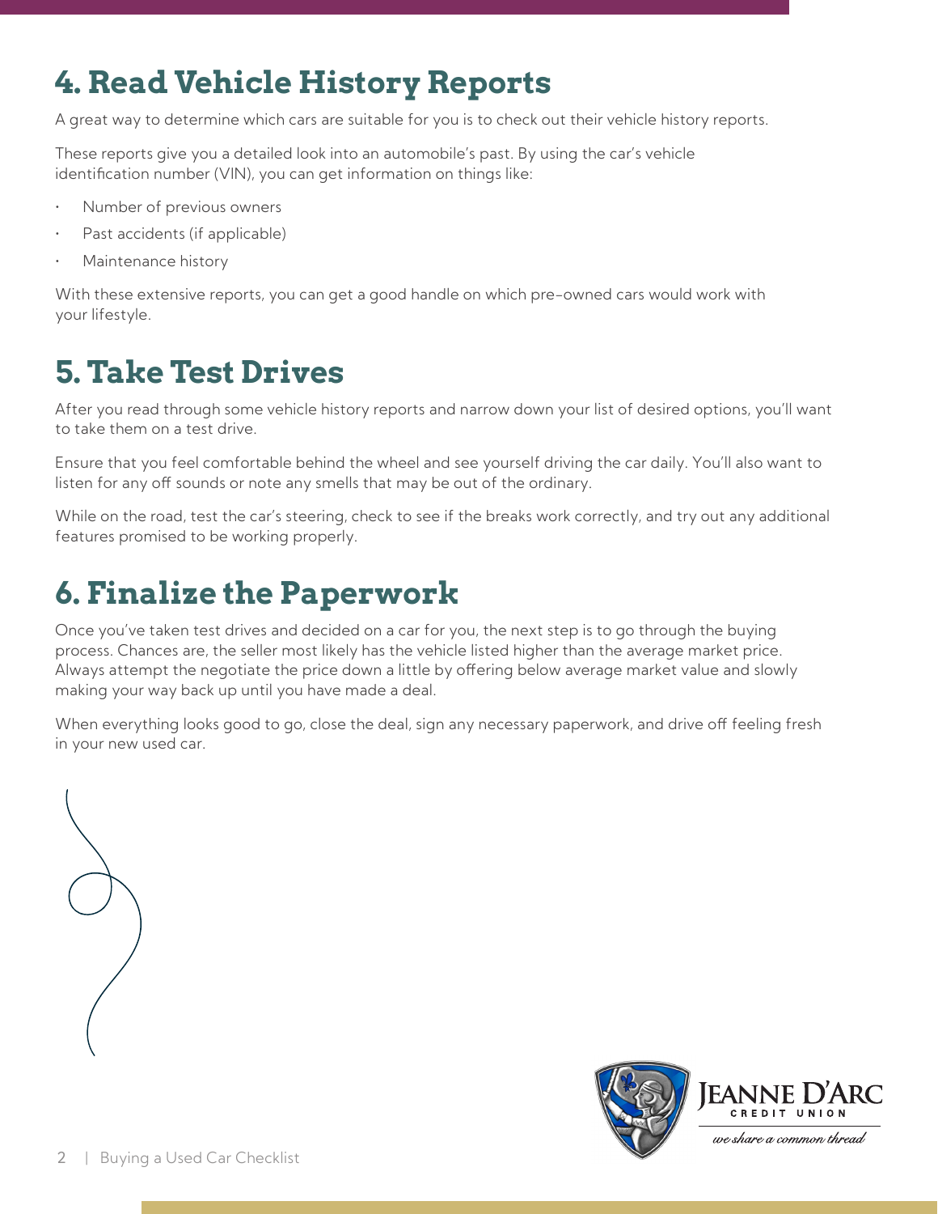## 4. Read Vehicle History Reports

A great way to determine which cars are suitable for you is to check out their vehicle history reports.

These reports give you a detailed look into an automobile's past. By using the car's vehicle identification number (VIN), you can get information on things like:

- Number of previous owners
- Past accidents (if applicable)
- Maintenance history

With these extensive reports, you can get a good handle on which pre-owned cars would work with your lifestyle.

## 5. Take Test Drives

After you read through some vehicle history reports and narrow down your list of desired options, you'll want to take them on a test drive.

Ensure that you feel comfortable behind the wheel and see yourself driving the car daily. You'll also want to listen for any off sounds or note any smells that may be out of the ordinary.

While on the road, test the car's steering, check to see if the breaks work correctly, and try out any additional features promised to be working properly.

## 6. Finalize the Paperwork

Once you've taken test drives and decided on a car for you, the next step is to go through the buying process. Chances are, the seller most likely has the vehicle listed higher than the average market price. Always attempt the negotiate the price down a little by offering below average market value and slowly making your way back up until you have made a deal.

When everything looks good to go, close the deal, sign any necessary paperwork, and drive off feeling fresh in your new used car.

JEANNE D'ARC CREDIT UNION

*we share a common thread*